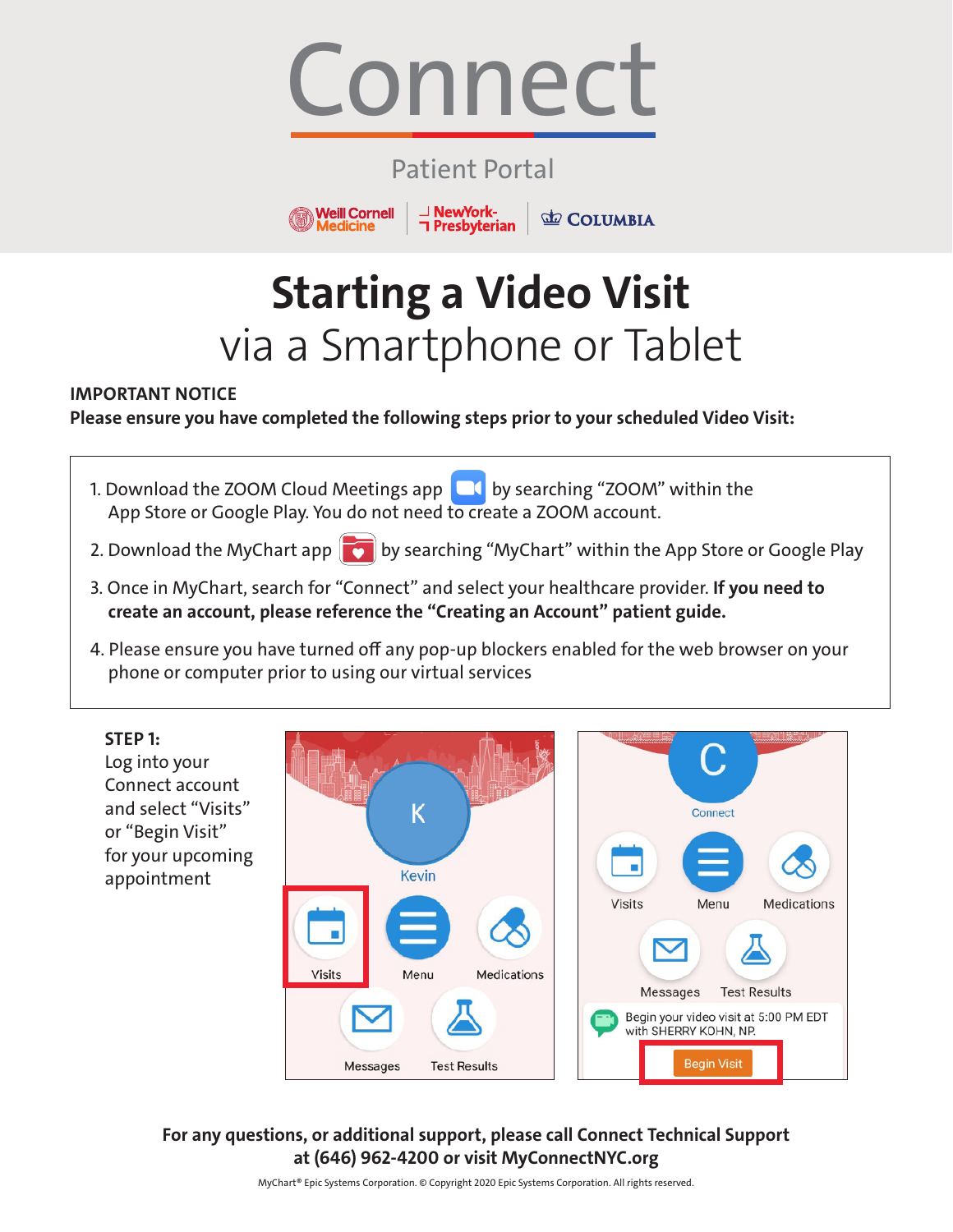# Connect

Patient Portal

Weill Cornell Medicine | NewYork-Presbyterian | COLUMBIA

## Starting a Video Visit

via a Smartphone or Tablet

**IMPORTANT NOTICE**

**Please ensure you have completed the following steps prior to your scheduled Video Visit:**

1. Download the ZOOM Cloud Meetings app by searching "ZOOM" within the App Store or Google Play. You do not need to create a ZOOM account.
2. Download the MyChart app by searching "MyChart" within the App Store or Google Play
3. Once in MyChart, search for "Connect" and select your healthcare provider. **If you need to create an account, please reference the "Creating an Account" patient guide.**
4. Please ensure you have turned off any pop-up blockers enabled for the web browser on your phone or computer prior to using our virtual services

**STEP 1:**
Log into your Connect account and select "Visits" or "Begin Visit" for your upcoming appointment

**For any questions, or additional support, please call Connect Technical Support at (646) 962-4200 or visit MyConnectNYC.org**

MyChart® Epic Systems Corporation. © Copyright 2020 Epic Systems Corporation. All rights reserved.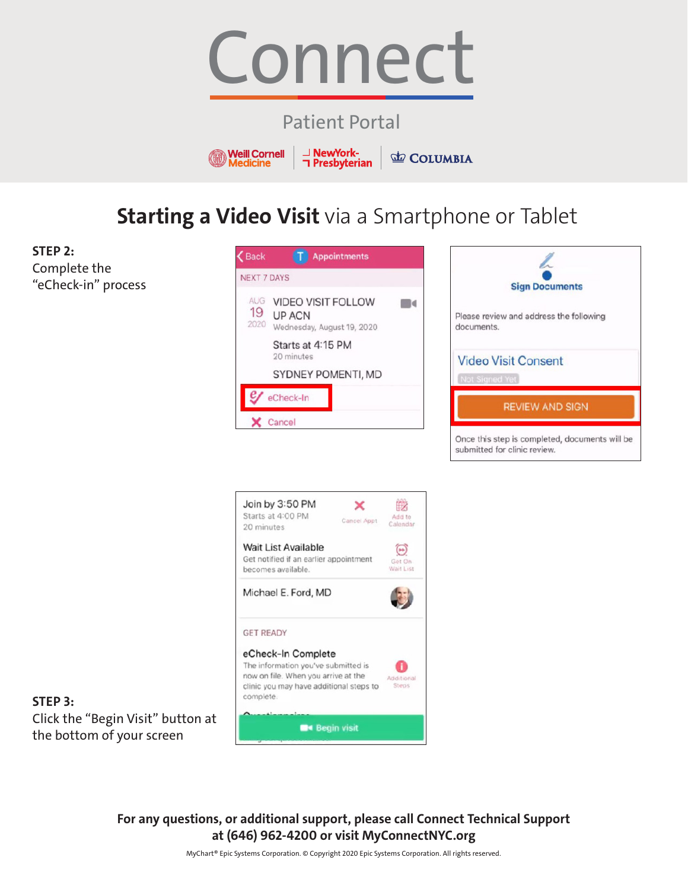# Connect

Patient Portal

Weill Cornell Medicine | NewYork-Presbyterian | COLUMBIA

## **Starting a Video Visit** via a Smartphone or Tablet

**STEP 2:**
Complete the "eCheck-in" process

**STEP 3:**
Click the "Begin Visit" button at the bottom of your screen

**For any questions, or additional support, please call Connect Technical Support at (646) 962-4200 or visit MyConnectNYC.org**

MyChart® Epic Systems Corporation. © Copyright 2020 Epic Systems Corporation. All rights reserved.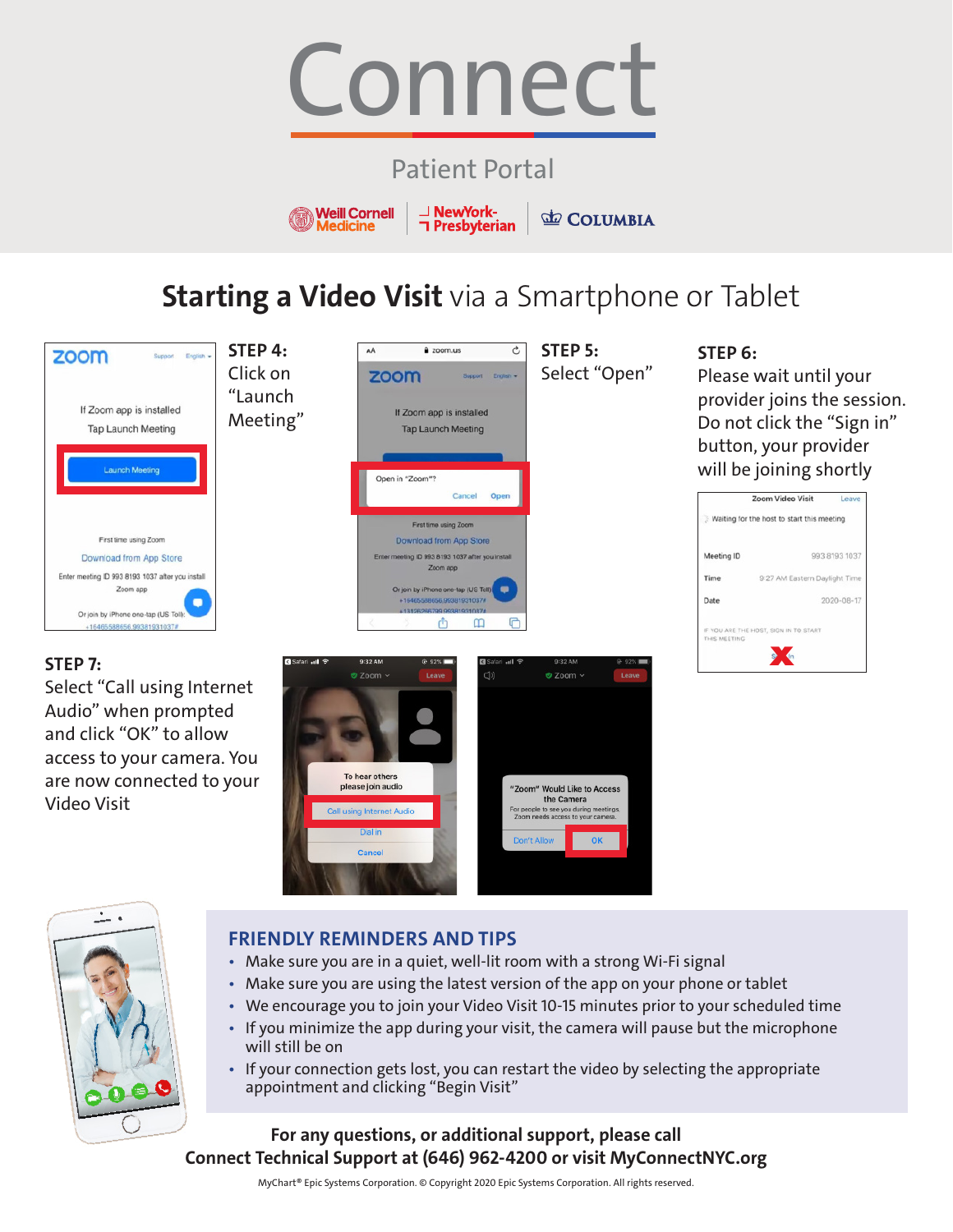# Connect

Patient Portal

Weill Cornell Medicine | NewYork-Presbyterian | Columbia

## **Starting a Video Visit** via a Smartphone or Tablet

**STEP 4:**
Click on "Launch Meeting"

**STEP 5:**
Select "Open"

**STEP 6:**
Please wait until your provider joins the session. Do not click the "Sign in" button, your provider will be joining shortly

**STEP 7:**
Select "Call using Internet Audio" when prompted and click "OK" to allow access to your camera. You are now connected to your Video Visit

### FRIENDLY REMINDERS AND TIPS

- Make sure you are in a quiet, well-lit room with a strong Wi-Fi signal
- Make sure you are using the latest version of the app on your phone or tablet
- We encourage you to join your Video Visit 10-15 minutes prior to your scheduled time
- If you minimize the app during your visit, the camera will pause but the microphone will still be on
- If your connection gets lost, you can restart the video by selecting the appropriate appointment and clicking "Begin Visit"

**For any questions, or additional support, please call Connect Technical Support at (646) 962-4200 or visit MyConnectNYC.org**

MyChart® Epic Systems Corporation. © Copyright 2020 Epic Systems Corporation. All rights reserved.